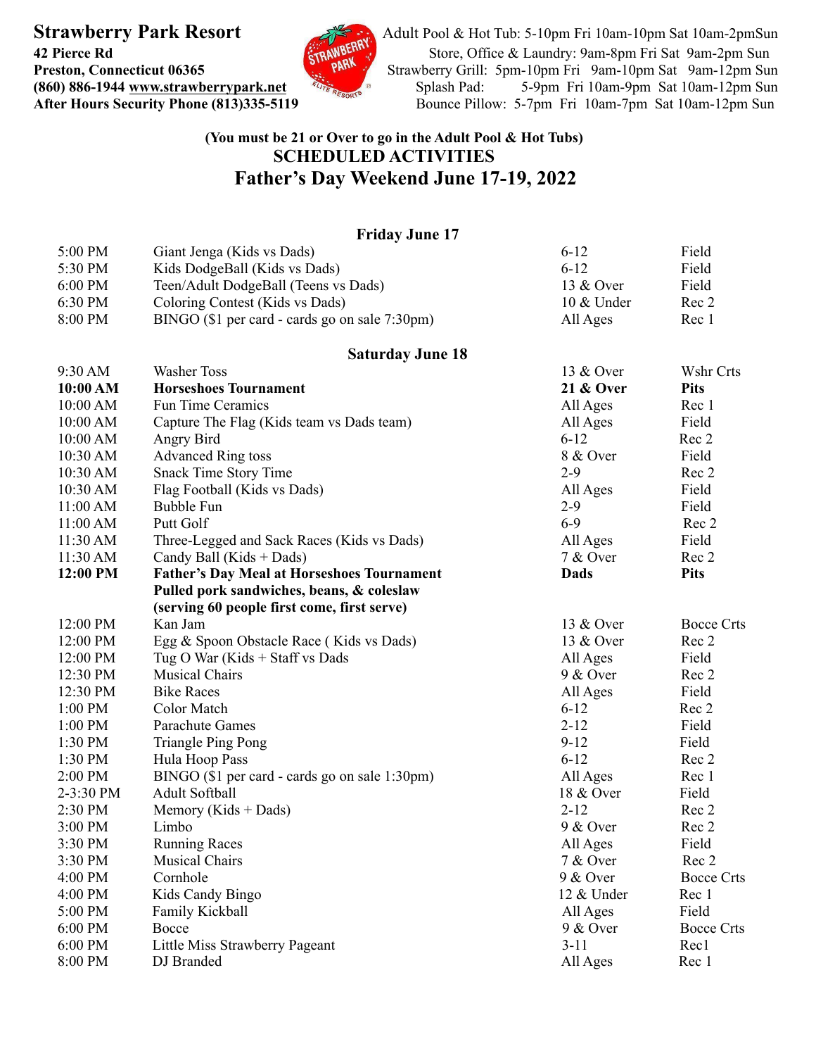**Strawberry Park Resort**
**42 Pierce Rd**
**Preston, Connecticut 06365**
**(860) 886-1944 www.strawberrypark.net**
**After Hours Security Phone (813)335-5119**

Adult Pool & Hot Tub: 5-10pm Fri 10am-10pm Sat 10am-2pmSun
Store, Office & Laundry: 9am-8pm Fri Sat 9am-2pm Sun
Strawberry Grill: 5pm-10pm Fri 9am-10pm Sat 9am-12pm Sun
Splash Pad: 5-9pm Fri 10am-9pm Sat 10am-12pm Sun
Bounce Pillow: 5-7pm Fri 10am-7pm Sat 10am-12pm Sun

**(You must be 21 or Over to go in the Adult Pool & Hot Tubs)**

## SCHEDULED ACTIVITIES

# Father's Day Weekend June 17-19, 2022

### Friday June 17

| | | | |
|---|---|---|---|
| 5:00 PM | Giant Jenga (Kids vs Dads) | 6-12 | Field |
| 5:30 PM | Kids DodgeBall (Kids vs Dads) | 6-12 | Field |
| 6:00 PM | Teen/Adult DodgeBall (Teens vs Dads) | 13 & Over | Field |
| 6:30 PM | Coloring Contest (Kids vs Dads) | 10 & Under | Rec 2 |
| 8:00 PM | BINGO ($1 per card - cards go on sale 7:30pm) | All Ages | Rec 1 |

### Saturday June 18

| | | | |
|---|---|---|---|
| 9:30 AM | Washer Toss | 13 & Over | Wshr Crts |
| **10:00 AM** | **Horseshoes Tournament** | **21 & Over** | **Pits** |
| 10:00 AM | Fun Time Ceramics | All Ages | Rec 1 |
| 10:00 AM | Capture The Flag (Kids team vs Dads team) | All Ages | Field |
| 10:00 AM | Angry Bird | 6-12 | Rec 2 |
| 10:30 AM | Advanced Ring toss | 8 & Over | Field |
| 10:30 AM | Snack Time Story Time | 2-9 | Rec 2 |
| 10:30 AM | Flag Football (Kids vs Dads) | All Ages | Field |
| 11:00 AM | Bubble Fun | 2-9 | Field |
| 11:00 AM | Putt Golf | 6-9 | Rec 2 |
| 11:30 AM | Three-Legged and Sack Races (Kids vs Dads) | All Ages | Field |
| 11:30 AM | Candy Ball (Kids + Dads) | 7 & Over | Rec 2 |
| **12:00 PM** | **Father's Day Meal at Horseshoes Tournament Pulled pork sandwiches, beans, & coleslaw (serving 60 people first come, first serve)** | **Dads** | **Pits** |
| 12:00 PM | Kan Jam | 13 & Over | Bocce Crts |
| 12:00 PM | Egg & Spoon Obstacle Race ( Kids vs Dads) | 13 & Over | Rec 2 |
| 12:00 PM | Tug O War (Kids + Staff vs Dads | All Ages | Field |
| 12:30 PM | Musical Chairs | 9 & Over | Rec 2 |
| 12:30 PM | Bike Races | All Ages | Field |
| 1:00 PM | Color Match | 6-12 | Rec 2 |
| 1:00 PM | Parachute Games | 2-12 | Field |
| 1:30 PM | Triangle Ping Pong | 9-12 | Field |
| 1:30 PM | Hula Hoop Pass | 6-12 | Rec 2 |
| 2:00 PM | BINGO ($1 per card - cards go on sale 1:30pm) | All Ages | Rec 1 |
| 2-3:30 PM | Adult Softball | 18 & Over | Field |
| 2:30 PM | Memory (Kids + Dads) | 2-12 | Rec 2 |
| 3:00 PM | Limbo | 9 & Over | Rec 2 |
| 3:30 PM | Running Races | All Ages | Field |
| 3:30 PM | Musical Chairs | 7 & Over | Rec 2 |
| 4:00 PM | Cornhole | 9 & Over | Bocce Crts |
| 4:00 PM | Kids Candy Bingo | 12 & Under | Rec 1 |
| 5:00 PM | Family Kickball | All Ages | Field |
| 6:00 PM | Bocce | 9 & Over | Bocce Crts |
| 6:00 PM | Little Miss Strawberry Pageant | 3-11 | Rec1 |
| 8:00 PM | DJ Branded | All Ages | Rec 1 |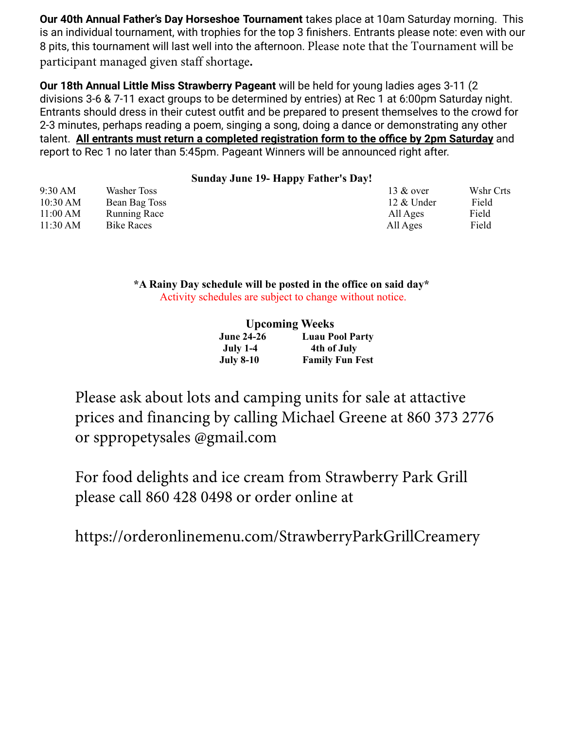**Our 40th Annual Father's Day Horseshoe Tournament** takes place at 10am Saturday morning. This is an individual tournament, with trophies for the top 3 finishers. Entrants please note: even with our 8 pits, this tournament will last well into the afternoon. Please note that the Tournament will be participant managed given staff shortage**.**

**Our 18th Annual Little Miss Strawberry Pageant** will be held for young ladies ages 3-11 (2 divisions 3-6 & 7-11 exact groups to be determined by entries) at Rec 1 at 6:00pm Saturday night. Entrants should dress in their cutest outfit and be prepared to present themselves to the crowd for 2-3 minutes, perhaps reading a poem, singing a song, doing a dance or demonstrating any other talent. **<u>All entrants must return a completed registration form to the office by 2pm Saturday</u>** and report to Rec 1 no later than 5:45pm. Pageant Winners will be announced right after.

**Sunday June 19- Happy Father's Day!**

| | | | |
|---|---|---|---|
| 9:30 AM | Washer Toss | 13 & over | Wshr Crts |
| 10:30 AM | Bean Bag Toss | 12 & Under | Field |
| 11:00 AM | Running Race | All Ages | Field |
| 11:30 AM | Bike Races | All Ages | Field |

**\*A Rainy Day schedule will be posted in the office on said day\***

Activity schedules are subject to change without notice.

**Upcoming Weeks**

| | |
|---|---|
| **June 24-26** | **Luau Pool Party** |
| **July 1-4** | **4th of July** |
| **July 8-10** | **Family Fun Fest** |

Please ask about lots and camping units for sale at attactive prices and financing by calling Michael Greene at 860 373 2776 or sppropetysales @gmail.com

For food delights and ice cream from Strawberry Park Grill please call 860 428 0498 or order online at

https://orderonlinemenu.com/StrawberryParkGrillCreamery